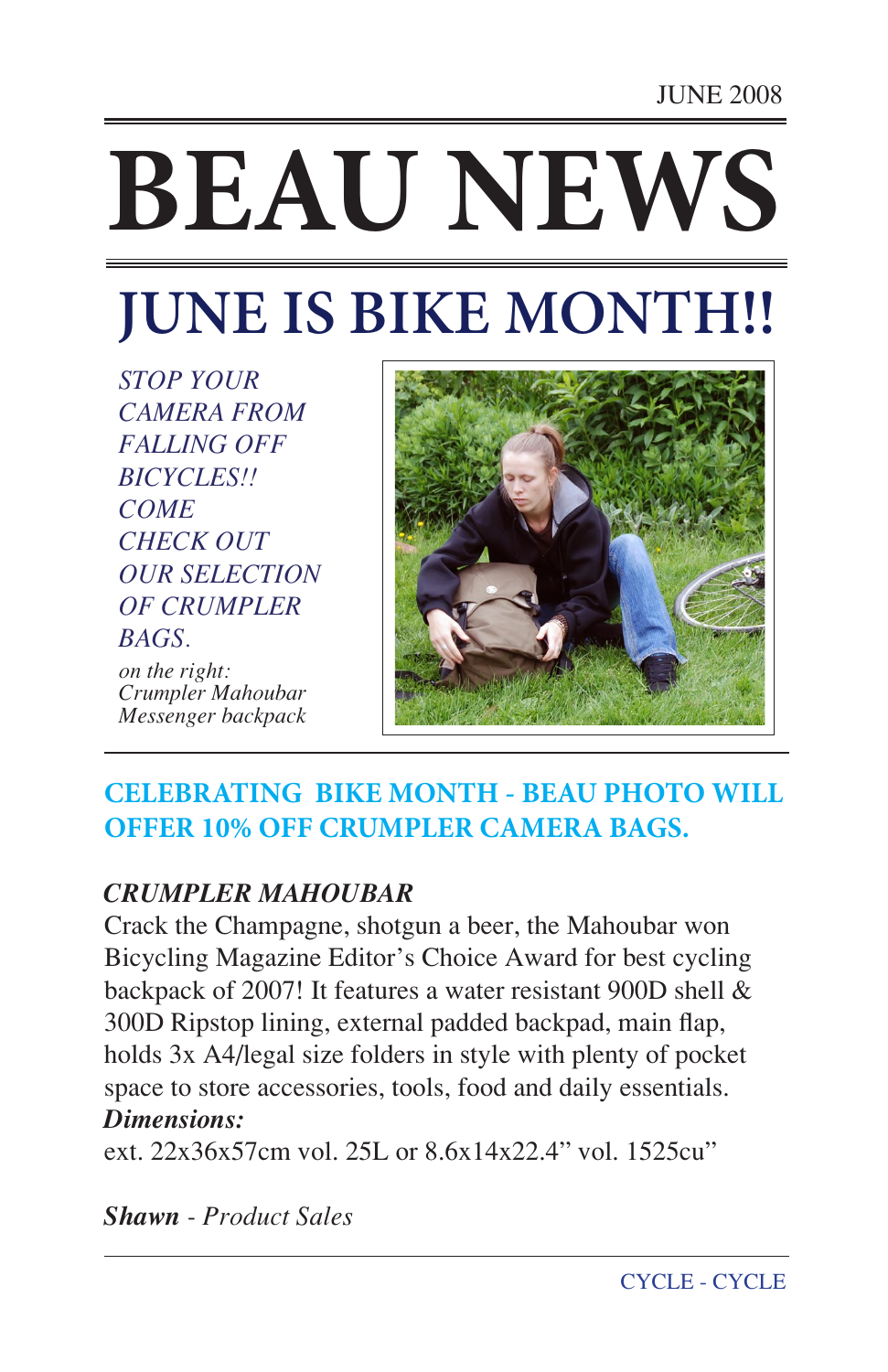JUNE 2008

# BEAU NEWS

## JUNE IS BIKE MONTH!!

*STOP YOUR CAMERA FROM FALLING OFF BICYCLES!! COME CHECK OUT OUR SELECTION OF CRUMPLER BAGS.*

*on the right: Crumpler Mahoubar Messenger backpack*

### CELEBRATING BIKE MONTH - BEAU PHOTO WILL OFFER 10% OFF CRUMPLER CAMERA BAGS.

***CRUMPLER MAHOUBAR***

Crack the Champagne, shotgun a beer, the Mahoubar won Bicycling Magazine Editor's Choice Award for best cycling backpack of 2007! It features a water resistant 900D shell & 300D Ripstop lining, external padded backpad, main flap, holds 3x A4/legal size folders in style with plenty of pocket space to store accessories, tools, food and daily essentials.

***Dimensions:***

ext. 22x36x57cm vol. 25L or 8.6x14x22.4" vol. 1525cu"

***Shawn*** - *Product Sales*

CYCLE - CYCLE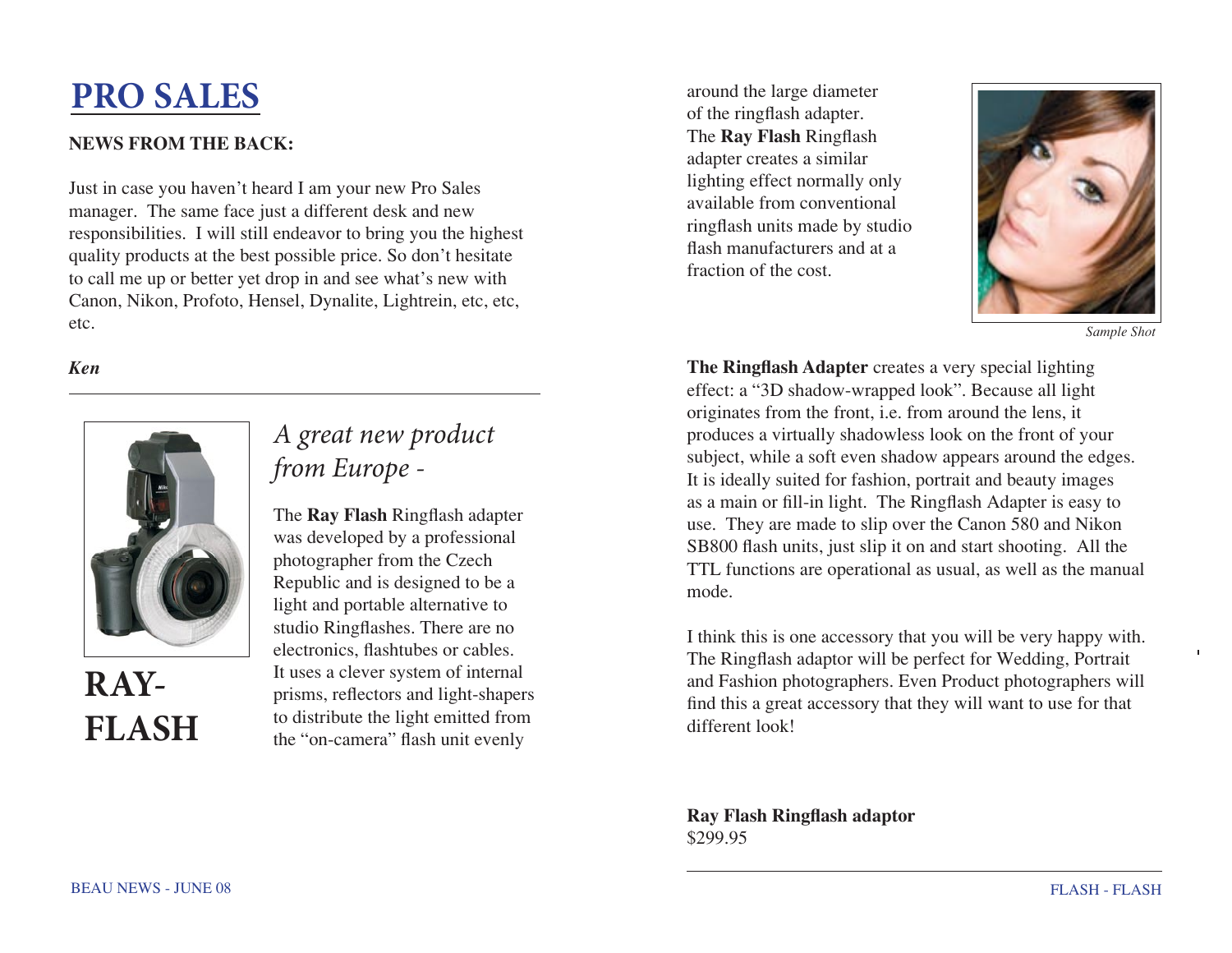# PRO SALES

**NEWS FROM THE BACK:**

Just in case you haven't heard I am your new Pro Sales manager. The same face just a different desk and new responsibilities. I will still endeavor to bring you the highest quality products at the best possible price. So don't hesitate to call me up or better yet drop in and see what's new with Canon, Nikon, Profoto, Hensel, Dynalite, Lightrein, etc, etc, etc.

***Ken***

---

## RAY-FLASH

*A great new product from Europe -*

The **Ray Flash** Ringflash adapter was developed by a professional photographer from the Czech Republic and is designed to be a light and portable alternative to studio Ringflashes. There are no electronics, flashtubes or cables. It uses a clever system of internal prisms, reflectors and light-shapers to distribute the light emitted from the "on-camera" flash unit evenly around the large diameter of the ringflash adapter. The **Ray Flash** Ringflash adapter creates a similar lighting effect normally only available from conventional ringflash units made by studio flash manufacturers and at a fraction of the cost.

*Sample Shot*

**The Ringflash Adapter** creates a very special lighting effect: a "3D shadow-wrapped look". Because all light originates from the front, i.e. from around the lens, it produces a virtually shadowless look on the front of your subject, while a soft even shadow appears around the edges. It is ideally suited for fashion, portrait and beauty images as a main or fill-in light. The Ringflash Adapter is easy to use. They are made to slip over the Canon 580 and Nikon SB800 flash units, just slip it on and start shooting. All the TTL functions are operational as usual, as well as the manual mode.

I think this is one accessory that you will be very happy with. The Ringflash adaptor will be perfect for Wedding, Portrait and Fashion photographers. Even Product photographers will find this a great accessory that they will want to use for that different look!

**Ray Flash Ringflash adaptor**
$299.95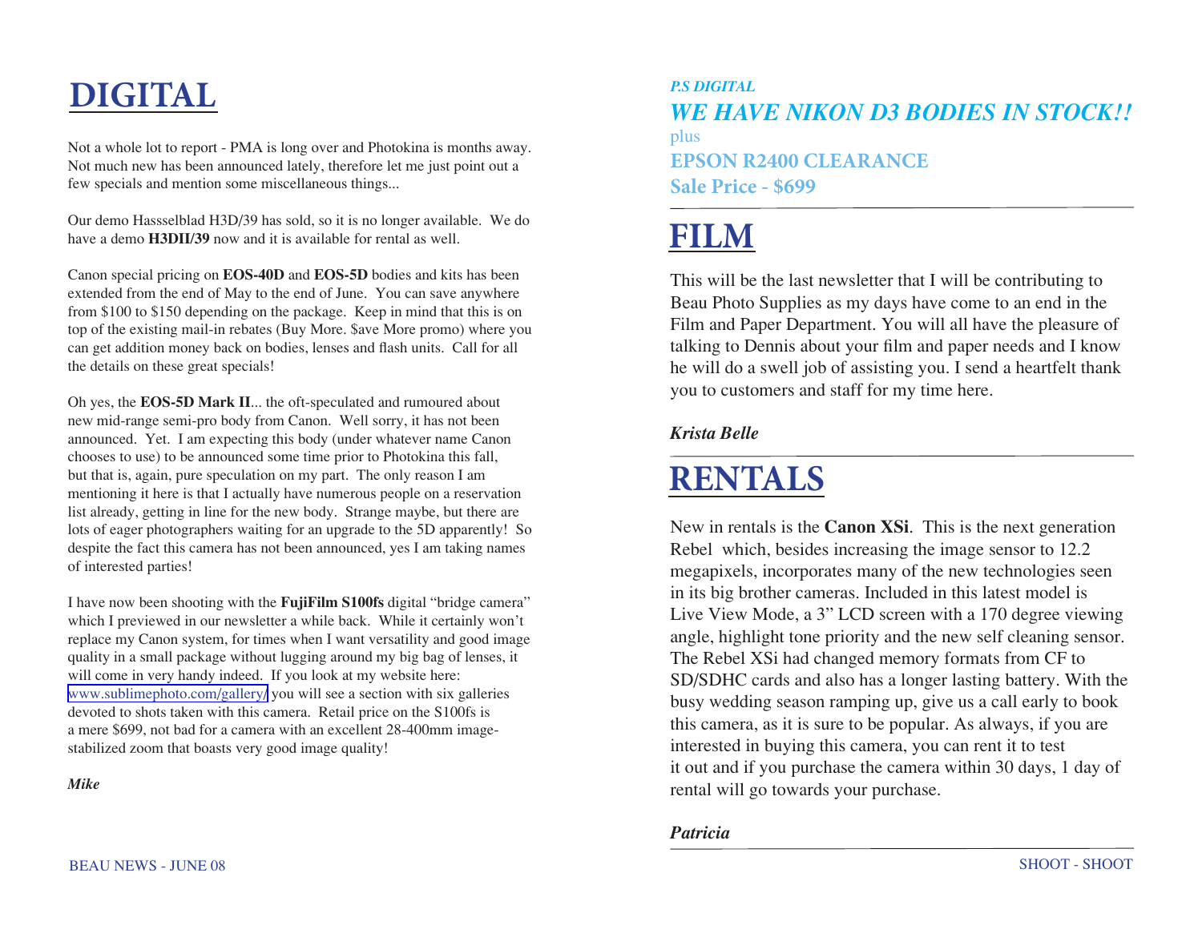# DIGITAL

Not a whole lot to report - PMA is long over and Photokina is months away. Not much new has been announced lately, therefore let me just point out a few specials and mention some miscellaneous things...

Our demo Hassselblad H3D/39 has sold, so it is no longer available. We do have a demo **H3DII/39** now and it is available for rental as well.

Canon special pricing on **EOS-40D** and **EOS-5D** bodies and kits has been extended from the end of May to the end of June. You can save anywhere from $100 to $150 depending on the package. Keep in mind that this is on top of the existing mail-in rebates (Buy More. $ave More promo) where you can get addition money back on bodies, lenses and flash units. Call for all the details on these great specials!

Oh yes, the **EOS-5D Mark II**... the oft-speculated and rumoured about new mid-range semi-pro body from Canon. Well sorry, it has not been announced. Yet. I am expecting this body (under whatever name Canon chooses to use) to be announced some time prior to Photokina this fall, but that is, again, pure speculation on my part. The only reason I am mentioning it here is that I actually have numerous people on a reservation list already, getting in line for the new body. Strange maybe, but there are lots of eager photographers waiting for an upgrade to the 5D apparently! So despite the fact this camera has not been announced, yes I am taking names of interested parties!

I have now been shooting with the **FujiFilm S100fs** digital "bridge camera" which I previewed in our newsletter a while back. While it certainly won't replace my Canon system, for times when I want versatility and good image quality in a small package without lugging around my big bag of lenses, it will come in very handy indeed. If you look at my website here: www.sublimephoto.com/gallery/ you will see a section with six galleries devoted to shots taken with this camera. Retail price on the S100fs is a mere $699, not bad for a camera with an excellent 28-400mm image-stabilized zoom that boasts very good image quality!

***Mike***

***P.S DIGITAL***

***WE HAVE NIKON D3 BODIES IN STOCK!!***

plus

**EPSON R2400 CLEARANCE**

**Sale Price - $699**

# FILM

This will be the last newsletter that I will be contributing to Beau Photo Supplies as my days have come to an end in the Film and Paper Department. You will all have the pleasure of talking to Dennis about your film and paper needs and I know he will do a swell job of assisting you. I send a heartfelt thank you to customers and staff for my time here.

***Krista Belle***

# RENTALS

New in rentals is the **Canon XSi**. This is the next generation Rebel which, besides increasing the image sensor to 12.2 megapixels, incorporates many of the new technologies seen in its big brother cameras. Included in this latest model is Live View Mode, a 3" LCD screen with a 170 degree viewing angle, highlight tone priority and the new self cleaning sensor. The Rebel XSi had changed memory formats from CF to SD/SDHC cards and also has a longer lasting battery. With the busy wedding season ramping up, give us a call early to book this camera, as it is sure to be popular. As always, if you are interested in buying this camera, you can rent it to test it out and if you purchase the camera within 30 days, 1 day of rental will go towards your purchase.

***Patricia***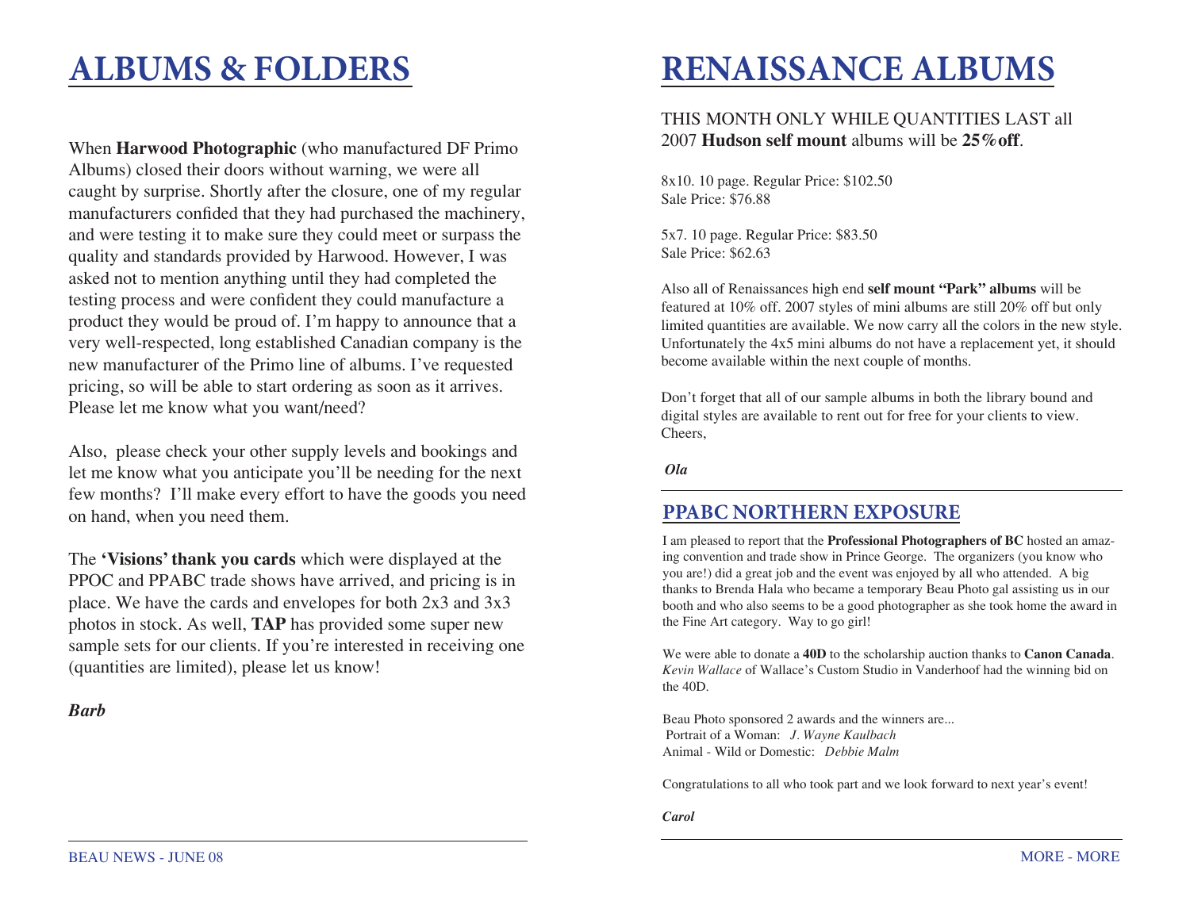# ALBUMS & FOLDERS

When **Harwood Photographic** (who manufactured DF Primo Albums) closed their doors without warning, we were all caught by surprise. Shortly after the closure, one of my regular manufacturers confided that they had purchased the machinery, and were testing it to make sure they could meet or surpass the quality and standards provided by Harwood. However, I was asked not to mention anything until they had completed the testing process and were confident they could manufacture a product they would be proud of. I'm happy to announce that a very well-respected, long established Canadian company is the new manufacturer of the Primo line of albums. I've requested pricing, so will be able to start ordering as soon as it arrives. Please let me know what you want/need?

Also, please check your other supply levels and bookings and let me know what you anticipate you'll be needing for the next few months? I'll make every effort to have the goods you need on hand, when you need them.

The **'Visions' thank you cards** which were displayed at the PPOC and PPABC trade shows have arrived, and pricing is in place. We have the cards and envelopes for both 2x3 and 3x3 photos in stock. As well, **TAP** has provided some super new sample sets for our clients. If you're interested in receiving one (quantities are limited), please let us know!

***Barb***

# RENAISSANCE ALBUMS

THIS MONTH ONLY WHILE QUANTITIES LAST all 2007 **Hudson self mount** albums will be **25%off**.

8x10. 10 page. Regular Price: $102.50
Sale Price: $76.88

5x7. 10 page. Regular Price: $83.50
Sale Price: $62.63

Also all of Renaissances high end **self mount "Park" albums** will be featured at 10% off. 2007 styles of mini albums are still 20% off but only limited quantities are available. We now carry all the colors in the new style. Unfortunately the 4x5 mini albums do not have a replacement yet, it should become available within the next couple of months.

Don't forget that all of our sample albums in both the library bound and digital styles are available to rent out for free for your clients to view.
Cheers,

***Ola***

## PPABC NORTHERN EXPOSURE

I am pleased to report that the **Professional Photographers of BC** hosted an amazing convention and trade show in Prince George. The organizers (you know who you are!) did a great job and the event was enjoyed by all who attended. A big thanks to Brenda Hala who became a temporary Beau Photo gal assisting us in our booth and who also seems to be a good photographer as she took home the award in the Fine Art category. Way to go girl!

We were able to donate a **40D** to the scholarship auction thanks to **Canon Canada**. *Kevin Wallace* of Wallace's Custom Studio in Vanderhoof had the winning bid on the 40D.

Beau Photo sponsored 2 awards and the winners are...
Portrait of a Woman: *J. Wayne Kaulbach*
Animal - Wild or Domestic: *Debbie Malm*

Congratulations to all who took part and we look forward to next year's event!

***Carol***

MORE - MORE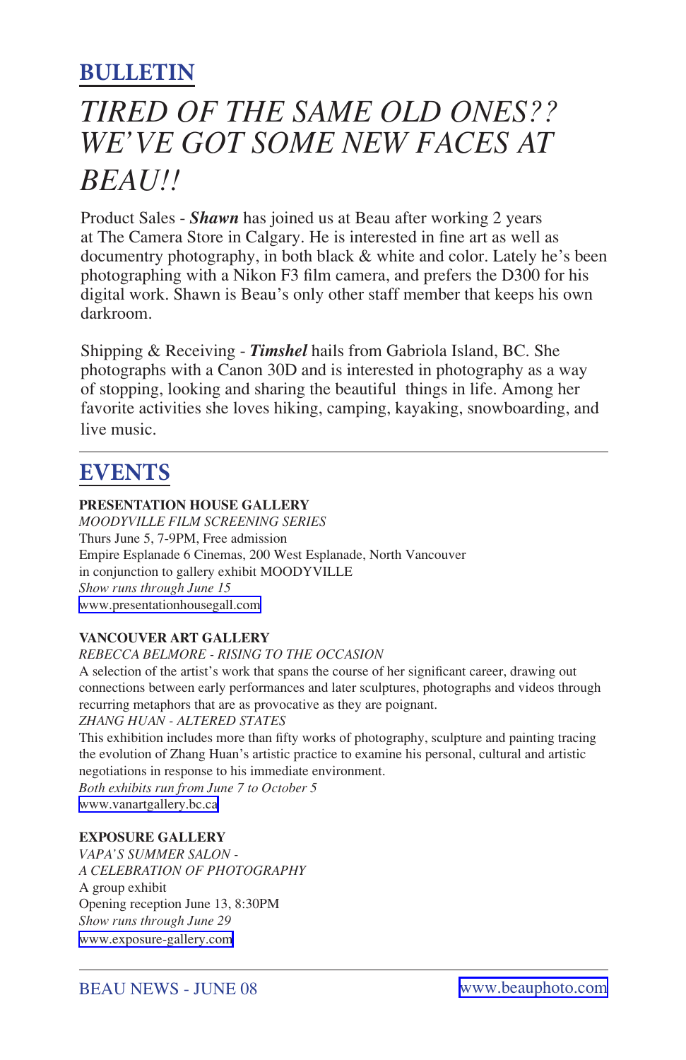## BULLETIN

# *TIRED OF THE SAME OLD ONES?? WE'VE GOT SOME NEW FACES AT BEAU!!*

Product Sales - ***Shawn*** has joined us at Beau after working 2 years at The Camera Store in Calgary. He is interested in fine art as well as documentry photography, in both black & white and color. Lately he's been photographing with a Nikon F3 film camera, and prefers the D300 for his digital work. Shawn is Beau's only other staff member that keeps his own darkroom.

Shipping & Receiving - ***Timshel*** hails from Gabriola Island, BC. She photographs with a Canon 30D and is interested in photography as a way of stopping, looking and sharing the beautiful things in life. Among her favorite activities she loves hiking, camping, kayaking, snowboarding, and live music.

---

## EVENTS

**PRESENTATION HOUSE GALLERY**
*MOODYVILLE FILM SCREENING SERIES*
Thurs June 5, 7-9PM, Free admission
Empire Esplanade 6 Cinemas, 200 West Esplanade, North Vancouver
in conjunction to gallery exhibit MOODYVILLE
*Show runs through June 15*
www.presentationhousegall.com

**VANCOUVER ART GALLERY**
*REBECCA BELMORE - RISING TO THE OCCASION*
A selection of the artist's work that spans the course of her significant career, drawing out connections between early performances and later sculptures, photographs and videos through recurring metaphors that are as provocative as they are poignant.
*ZHANG HUAN - ALTERED STATES*
This exhibition includes more than fifty works of photography, sculpture and painting tracing the evolution of Zhang Huan's artistic practice to examine his personal, cultural and artistic negotiations in response to his immediate environment.
*Both exhibits run from June 7 to October 5*
www.vanartgallery.bc.ca

**EXPOSURE GALLERY**
*VAPA'S SUMMER SALON -*
*A CELEBRATION OF PHOTOGRAPHY*
A group exhibit
Opening reception June 13, 8:30PM
*Show runs through June 29*
www.exposure-gallery.com